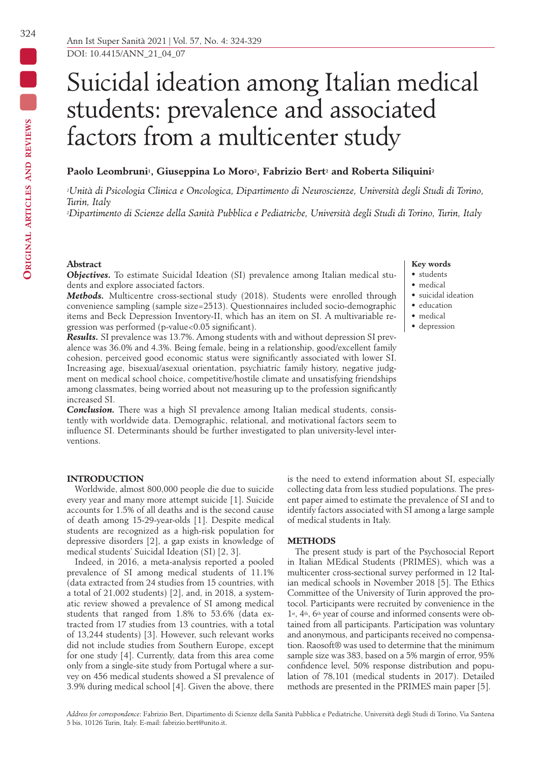# Suicidal ideation among Italian medical students: prevalence and associated factors from a multicenter study

**Paolo Leombruni[1], Giuseppina Lo Moro[2], Fabrizio Bert[2] and Roberta Siliquini[2]**

*[1]Unità di Psicologia Clinica e Oncologica, Dipartimento di Neuroscienze, Università degli Studi di Torino, Turin, Italy*
*[2]Dipartimento di Scienze della Sanità Pubblica e Pediatriche, Università degli Studi di Torino, Turin, Italy*

### Abstract

***Objectives.*** To estimate Suicidal Ideation (SI) prevalence among Italian medical students and explore associated factors.

***Methods.*** Multicentre cross-sectional study (2018). Students were enrolled through convenience sampling (sample size=2513). Questionnaires included socio-demographic items and Beck Depression Inventory-II, which has an item on SI. A multivariable regression was performed (p-value<0.05 significant).

***Results.*** SI prevalence was 13.7%. Among students with and without depression SI prevalence was 36.0% and 4.3%. Being female, being in a relationship, good/excellent family cohesion, perceived good economic status were significantly associated with lower SI. Increasing age, bisexual/asexual orientation, psychiatric family history, negative judgment on medical school choice, competitive/hostile climate and unsatisfying friendships among classmates, being worried about not measuring up to the profession significantly increased SI.

***Conclusion.*** There was a high SI prevalence among Italian medical students, consistently with worldwide data. Demographic, relational, and motivational factors seem to influence SI. Determinants should be further investigated to plan university-level interventions.

**Key words**
- students
- medical
- suicidal ideation
- education
- medical
- depression

## INTRODUCTION

Worldwide, almost 800,000 people die due to suicide every year and many more attempt suicide [1]. Suicide accounts for 1.5% of all deaths and is the second cause of death among 15-29-year-olds [1]. Despite medical students are recognized as a high-risk population for depressive disorders [2], a gap exists in knowledge of medical students' Suicidal Ideation (SI) [2, 3].

Indeed, in 2016, a meta-analysis reported a pooled prevalence of SI among medical students of 11.1% (data extracted from 24 studies from 15 countries, with a total of 21,002 students) [2], and, in 2018, a systematic review showed a prevalence of SI among medical students that ranged from 1.8% to 53.6% (data extracted from 17 studies from 13 countries, with a total of 13,244 students) [3]. However, such relevant works did not include studies from Southern Europe, except for one study [4]. Currently, data from this area come only from a single-site study from Portugal where a survey on 456 medical students showed a SI prevalence of 3.9% during medical school [4]. Given the above, there is the need to extend information about SI, especially collecting data from less studied populations. The present paper aimed to estimate the prevalence of SI and to identify factors associated with SI among a large sample of medical students in Italy.

## METHODS

The present study is part of the Psychosocial Report in Italian MEdical Students (PRIMES), which was a multicenter cross-sectional survey performed in 12 Italian medical schools in November 2018 [5]. The Ethics Committee of the University of Turin approved the protocol. Participants were recruited by convenience in the 1st, 4th, 6th year of course and informed consents were obtained from all participants. Participation was voluntary and anonymous, and participants received no compensation. Raosoft® was used to determine that the minimum sample size was 383, based on a 5% margin of error, 95% confidence level, 50% response distribution and population of 78,101 (medical students in 2017). Detailed methods are presented in the PRIMES main paper [5].

*Address for correspondence:* Fabrizio Bert, Dipartimento di Scienze della Sanità Pubblica e Pediatriche, Università degli Studi di Torino, Via Santena 5 bis, 10126 Turin, Italy. E-mail: fabrizio.bert@unito.it.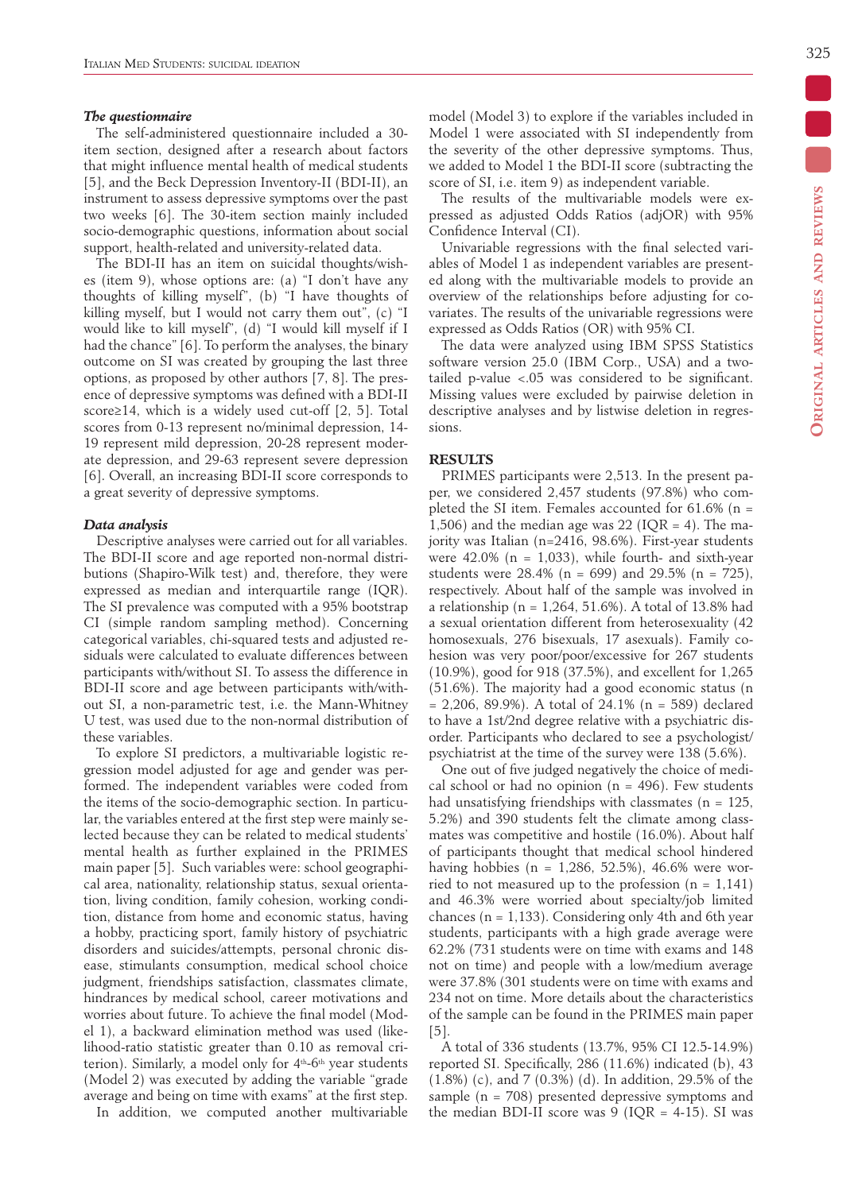### *The questionnaire*

The self-administered questionnaire included a 30-item section, designed after a research about factors that might influence mental health of medical students [5], and the Beck Depression Inventory-II (BDI-II), an instrument to assess depressive symptoms over the past two weeks [6]. The 30-item section mainly included socio-demographic questions, information about social support, health-related and university-related data.

The BDI-II has an item on suicidal thoughts/wishes (item 9), whose options are: (a) "I don't have any thoughts of killing myself", (b) "I have thoughts of killing myself, but I would not carry them out", (c) "I would like to kill myself", (d) "I would kill myself if I had the chance" [6]. To perform the analyses, the binary outcome on SI was created by grouping the last three options, as proposed by other authors [7, 8]. The presence of depressive symptoms was defined with a BDI-II score≥14, which is a widely used cut-off [2, 5]. Total scores from 0-13 represent no/minimal depression, 14-19 represent mild depression, 20-28 represent moderate depression, and 29-63 represent severe depression [6]. Overall, an increasing BDI-II score corresponds to a great severity of depressive symptoms.

### *Data analysis*

Descriptive analyses were carried out for all variables. The BDI-II score and age reported non-normal distributions (Shapiro-Wilk test) and, therefore, they were expressed as median and interquartile range (IQR). The SI prevalence was computed with a 95% bootstrap CI (simple random sampling method). Concerning categorical variables, chi-squared tests and adjusted residuals were calculated to evaluate differences between participants with/without SI. To assess the difference in BDI-II score and age between participants with/without SI, a non-parametric test, i.e. the Mann-Whitney U test, was used due to the non-normal distribution of these variables.

To explore SI predictors, a multivariable logistic regression model adjusted for age and gender was performed. The independent variables were coded from the items of the socio-demographic section. In particular, the variables entered at the first step were mainly selected because they can be related to medical students' mental health as further explained in the PRIMES main paper [5]. Such variables were: school geographical area, nationality, relationship status, sexual orientation, living condition, family cohesion, working condition, distance from home and economic status, having a hobby, practicing sport, family history of psychiatric disorders and suicides/attempts, personal chronic disease, stimulants consumption, medical school choice judgment, friendships satisfaction, classmates climate, hindrances by medical school, career motivations and worries about future. To achieve the final model (Model 1), a backward elimination method was used (likelihood-ratio statistic greater than 0.10 as removal criterion). Similarly, a model only for 4th-6th year students (Model 2) was executed by adding the variable "grade average and being on time with exams" at the first step.

In addition, we computed another multivariable model (Model 3) to explore if the variables included in Model 1 were associated with SI independently from the severity of the other depressive symptoms. Thus, we added to Model 1 the BDI-II score (subtracting the score of SI, i.e. item 9) as independent variable.

The results of the multivariable models were expressed as adjusted Odds Ratios (adjOR) with 95% Confidence Interval (CI).

Univariable regressions with the final selected variables of Model 1 as independent variables are presented along with the multivariable models to provide an overview of the relationships before adjusting for covariates. The results of the univariable regressions were expressed as Odds Ratios (OR) with 95% CI.

The data were analyzed using IBM SPSS Statistics software version 25.0 (IBM Corp., USA) and a two-tailed p-value <.05 was considered to be significant. Missing values were excluded by pairwise deletion in descriptive analyses and by listwise deletion in regressions.

## RESULTS

PRIMES participants were 2,513. In the present paper, we considered 2,457 students (97.8%) who completed the SI item. Females accounted for 61.6% (n = 1,506) and the median age was 22 (IQR = 4). The majority was Italian (n=2416, 98.6%). First-year students were 42.0% (n = 1,033), while fourth- and sixth-year students were 28.4% (n = 699) and 29.5% (n = 725), respectively. About half of the sample was involved in a relationship (n = 1,264, 51.6%). A total of 13.8% had a sexual orientation different from heterosexuality (42 homosexuals, 276 bisexuals, 17 asexuals). Family cohesion was very poor/poor/excessive for 267 students (10.9%), good for 918 (37.5%), and excellent for 1,265 (51.6%). The majority had a good economic status (n = 2,206, 89.9%). A total of 24.1% (n = 589) declared to have a 1st/2nd degree relative with a psychiatric disorder. Participants who declared to see a psychologist/psychiatrist at the time of the survey were 138 (5.6%).

One out of five judged negatively the choice of medical school or had no opinion (n = 496). Few students had unsatisfying friendships with classmates (n = 125, 5.2%) and 390 students felt the climate among classmates was competitive and hostile (16.0%). About half of participants thought that medical school hindered having hobbies (n = 1,286, 52.5%), 46.6% were worried to not measured up to the profession (n = 1,141) and 46.3% were worried about specialty/job limited chances (n = 1,133). Considering only 4th and 6th year students, participants with a high grade average were 62.2% (731 students were on time with exams and 148 not on time) and people with a low/medium average were 37.8% (301 students were on time with exams and 234 not on time). More details about the characteristics of the sample can be found in the PRIMES main paper [5].

A total of 336 students (13.7%, 95% CI 12.5-14.9%) reported SI. Specifically, 286 (11.6%) indicated (b), 43 (1.8%) (c), and 7 (0.3%) (d). In addition, 29.5% of the sample (n = 708) presented depressive symptoms and the median BDI-II score was 9 (IQR = 4-15). SI was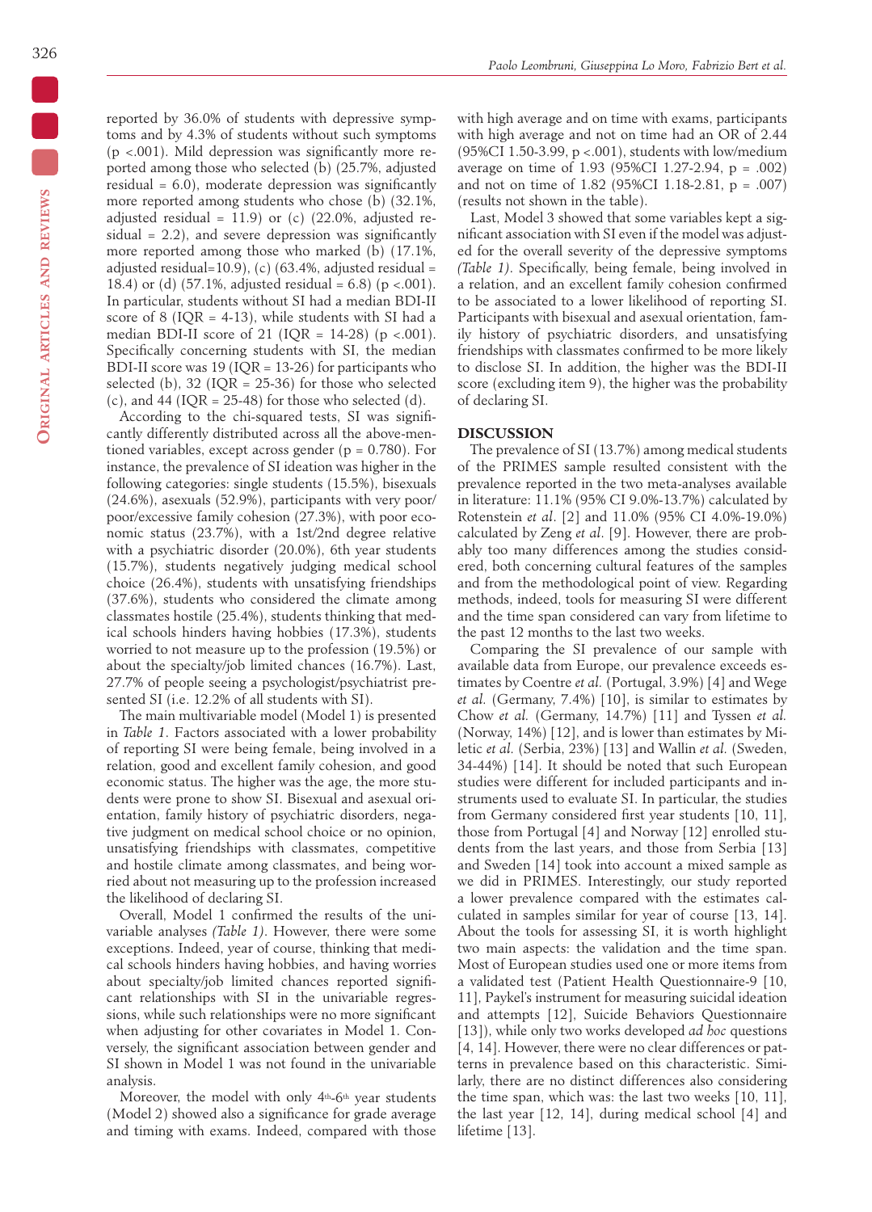reported by 36.0% of students with depressive symptoms and by 4.3% of students without such symptoms ($p < .001$). Mild depression was significantly more reported among those who selected (b) (25.7%, adjusted residual = 6.0), moderate depression was significantly more reported among students who chose (b) (32.1%, adjusted residual = 11.9) or (c) (22.0%, adjusted residual = 2.2), and severe depression was significantly more reported among those who marked (b) (17.1%, adjusted residual=10.9), (c) (63.4%, adjusted residual = 18.4) or (d) (57.1%, adjusted residual = 6.8) ($p < .001$). In particular, students without SI had a median BDI-II score of 8 (IQR = 4-13), while students with SI had a median BDI-II score of 21 (IQR = 14-28) ($p < .001$). Specifically concerning students with SI, the median BDI-II score was 19 (IQR = 13-26) for participants who selected (b), 32 (IQR = 25-36) for those who selected (c), and 44 (IQR = 25-48) for those who selected (d).

According to the chi-squared tests, SI was significantly differently distributed across all the above-mentioned variables, except across gender ($p = 0.780$). For instance, the prevalence of SI ideation was higher in the following categories: single students (15.5%), bisexuals (24.6%), asexuals (52.9%), participants with very poor/poor/excessive family cohesion (27.3%), with poor economic status (23.7%), with a 1st/2nd degree relative with a psychiatric disorder (20.0%), 6th year students (15.7%), students negatively judging medical school choice (26.4%), students with unsatisfying friendships (37.6%), students who considered the climate among classmates hostile (25.4%), students thinking that medical schools hinders having hobbies (17.3%), students worried to not measure up to the profession (19.5%) or about the specialty/job limited chances (16.7%). Last, 27.7% of people seeing a psychologist/psychiatrist presented SI (i.e. 12.2% of all students with SI).

The main multivariable model (Model 1) is presented in *Table 1*. Factors associated with a lower probability of reporting SI were being female, being involved in a relation, good and excellent family cohesion, and good economic status. The higher was the age, the more students were prone to show SI. Bisexual and asexual orientation, family history of psychiatric disorders, negative judgment on medical school choice or no opinion, unsatisfying friendships with classmates, competitive and hostile climate among classmates, and being worried about not measuring up to the profession increased the likelihood of declaring SI.

Overall, Model 1 confirmed the results of the univariable analyses *(Table 1)*. However, there were some exceptions. Indeed, year of course, thinking that medical schools hinders having hobbies, and having worries about specialty/job limited chances reported significant relationships with SI in the univariable regressions, while such relationships were no more significant when adjusting for other covariates in Model 1. Conversely, the significant association between gender and SI shown in Model 1 was not found in the univariable analysis.

Moreover, the model with only 4th-6th year students (Model 2) showed also a significance for grade average and timing with exams. Indeed, compared with those with high average and on time with exams, participants with high average and not on time had an OR of 2.44 (95%CI 1.50-3.99, $p < .001$), students with low/medium average on time of 1.93 (95%CI 1.27-2.94, $p = .002$) and not on time of 1.82 (95%CI 1.18-2.81, $p = .007$) (results not shown in the table).

Last, Model 3 showed that some variables kept a significant association with SI even if the model was adjusted for the overall severity of the depressive symptoms *(Table 1)*. Specifically, being female, being involved in a relation, and an excellent family cohesion confirmed to be associated to a lower likelihood of reporting SI. Participants with bisexual and asexual orientation, family history of psychiatric disorders, and unsatisfying friendships with classmates confirmed to be more likely to disclose SI. In addition, the higher was the BDI-II score (excluding item 9), the higher was the probability of declaring SI.

## DISCUSSION

The prevalence of SI (13.7%) among medical students of the PRIMES sample resulted consistent with the prevalence reported in the two meta-analyses available in literature: 11.1% (95% CI 9.0%-13.7%) calculated by Rotenstein *et al.* [2] and 11.0% (95% CI 4.0%-19.0%) calculated by Zeng *et al.* [9]. However, there are probably too many differences among the studies considered, both concerning cultural features of the samples and from the methodological point of view. Regarding methods, indeed, tools for measuring SI were different and the time span considered can vary from lifetime to the past 12 months to the last two weeks.

Comparing the SI prevalence of our sample with available data from Europe, our prevalence exceeds estimates by Coentre *et al.* (Portugal, 3.9%) [4] and Wege *et al.* (Germany, 7.4%) [10], is similar to estimates by Chow *et al.* (Germany, 14.7%) [11] and Tyssen *et al.* (Norway, 14%) [12], and is lower than estimates by Miletic *et al.* (Serbia, 23%) [13] and Wallin *et al.* (Sweden, 34-44%) [14]. It should be noted that such European studies were different for included participants and instruments used to evaluate SI. In particular, the studies from Germany considered first year students [10, 11], those from Portugal [4] and Norway [12] enrolled students from the last years, and those from Serbia [13] and Sweden [14] took into account a mixed sample as we did in PRIMES. Interestingly, our study reported a lower prevalence compared with the estimates calculated in samples similar for year of course [13, 14]. About the tools for assessing SI, it is worth highlight two main aspects: the validation and the time span. Most of European studies used one or more items from a validated test (Patient Health Questionnaire-9 [10, 11], Paykel's instrument for measuring suicidal ideation and attempts [12], Suicide Behaviors Questionnaire [13]), while only two works developed *ad hoc* questions [4, 14]. However, there were no clear differences or patterns in prevalence based on this characteristic. Similarly, there are no distinct differences also considering the time span, which was: the last two weeks [10, 11], the last year [12, 14], during medical school [4] and lifetime [13].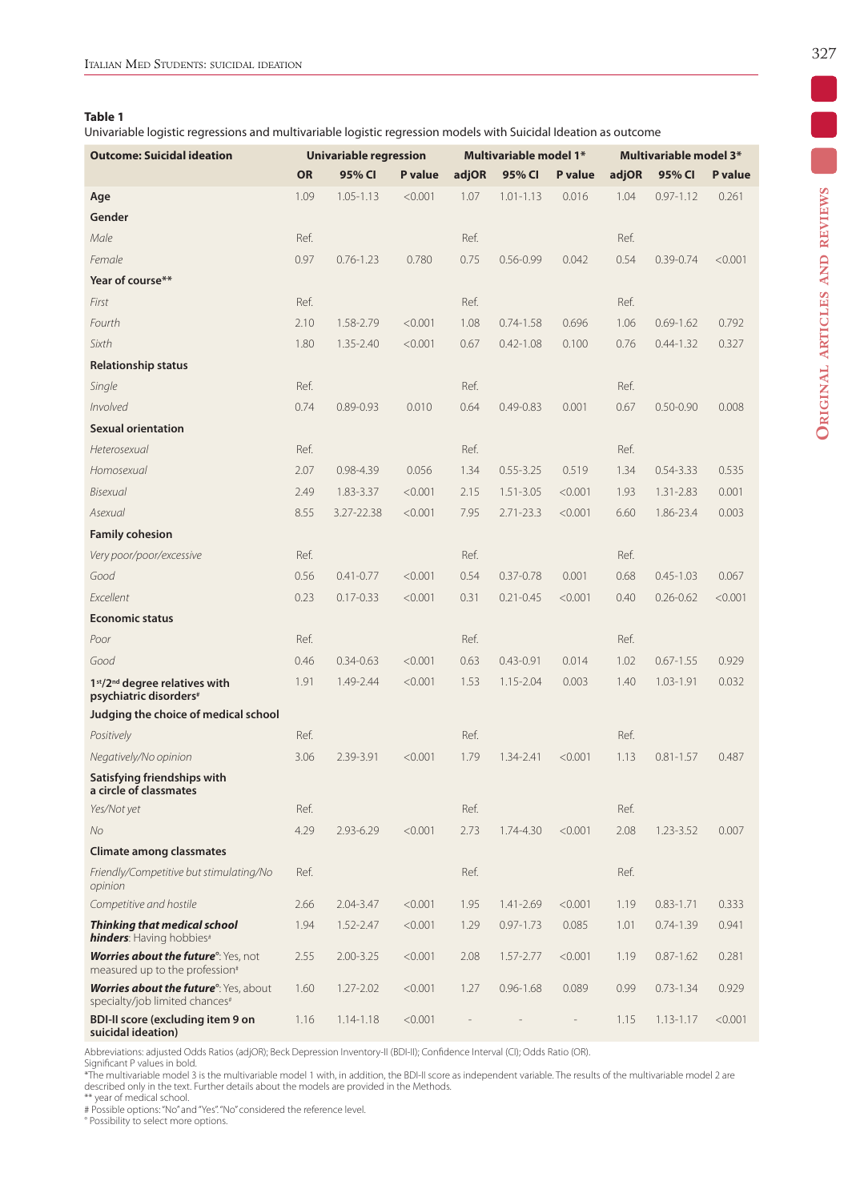**Table 1**

Univariable logistic regressions and multivariable logistic regression models with Suicidal Ideation as outcome

| Outcome: Suicidal ideation | Univariable regression | | | Multivariable model 1* | | | Multivariable model 3* | | |
|---|---|---|---|---|---|---|---|---|---|
| | OR | 95% CI | P value | adjOR | 95% CI | P value | adjOR | 95% CI | P value |
| **Age** | 1.09 | 1.05-1.13 | <0.001 | 1.07 | 1.01-1.13 | 0.016 | 1.04 | 0.97-1.12 | 0.261 |
| **Gender** | | | | | | | | | |
| *Male* | Ref. | | | Ref. | | | Ref. | | |
| *Female* | 0.97 | 0.76-1.23 | 0.780 | 0.75 | 0.56-0.99 | 0.042 | 0.54 | 0.39-0.74 | <0.001 |
| **Year of course**** | | | | | | | | | |
| *First* | Ref. | | | Ref. | | | Ref. | | |
| *Fourth* | 2.10 | 1.58-2.79 | <0.001 | 1.08 | 0.74-1.58 | 0.696 | 1.06 | 0.69-1.62 | 0.792 |
| *Sixth* | 1.80 | 1.35-2.40 | <0.001 | 0.67 | 0.42-1.08 | 0.100 | 0.76 | 0.44-1.32 | 0.327 |
| **Relationship status** | | | | | | | | | |
| *Single* | Ref. | | | Ref. | | | Ref. | | |
| *Involved* | 0.74 | 0.89-0.93 | 0.010 | 0.64 | 0.49-0.83 | 0.001 | 0.67 | 0.50-0.90 | 0.008 |
| **Sexual orientation** | | | | | | | | | |
| *Heterosexual* | Ref. | | | Ref. | | | Ref. | | |
| *Homosexual* | 2.07 | 0.98-4.39 | 0.056 | 1.34 | 0.55-3.25 | 0.519 | 1.34 | 0.54-3.33 | 0.535 |
| *Bisexual* | 2.49 | 1.83-3.37 | <0.001 | 2.15 | 1.51-3.05 | <0.001 | 1.93 | 1.31-2.83 | 0.001 |
| *Asexual* | 8.55 | 3.27-22.38 | <0.001 | 7.95 | 2.71-23.3 | <0.001 | 6.60 | 1.86-23.4 | 0.003 |
| **Family cohesion** | | | | | | | | | |
| *Very poor/poor/excessive* | Ref. | | | Ref. | | | Ref. | | |
| *Good* | 0.56 | 0.41-0.77 | <0.001 | 0.54 | 0.37-0.78 | 0.001 | 0.68 | 0.45-1.03 | 0.067 |
| *Excellent* | 0.23 | 0.17-0.33 | <0.001 | 0.31 | 0.21-0.45 | <0.001 | 0.40 | 0.26-0.62 | <0.001 |
| **Economic status** | | | | | | | | | |
| *Poor* | Ref. | | | Ref. | | | Ref. | | |
| *Good* | 0.46 | 0.34-0.63 | <0.001 | 0.63 | 0.43-0.91 | 0.014 | 1.02 | 0.67-1.55 | 0.929 |
| **1st/2nd degree relatives with psychiatric disorders#** | 1.91 | 1.49-2.44 | <0.001 | 1.53 | 1.15-2.04 | 0.003 | 1.40 | 1.03-1.91 | 0.032 |
| **Judging the choice of medical school** | | | | | | | | | |
| *Positively* | Ref. | | | Ref. | | | Ref. | | |
| *Negatively/No opinion* | 3.06 | 2.39-3.91 | <0.001 | 1.79 | 1.34-2.41 | <0.001 | 1.13 | 0.81-1.57 | 0.487 |
| **Satisfying friendships with a circle of classmates** | | | | | | | | | |
| *Yes/Not yet* | Ref. | | | Ref. | | | Ref. | | |
| *No* | 4.29 | 2.93-6.29 | <0.001 | 2.73 | 1.74-4.30 | <0.001 | 2.08 | 1.23-3.52 | 0.007 |
| **Climate among classmates** | | | | | | | | | |
| *Friendly/Competitive but stimulating/No opinion* | Ref. | | | Ref. | | | Ref. | | |
| *Competitive and hostile* | 2.66 | 2.04-3.47 | <0.001 | 1.95 | 1.41-2.69 | <0.001 | 1.19 | 0.83-1.71 | 0.333 |
| ***Thinking that medical school hinders***: Having hobbies# | 1.94 | 1.52-2.47 | <0.001 | 1.29 | 0.97-1.73 | 0.085 | 1.01 | 0.74-1.39 | 0.941 |
| ***Worries about the future°***: Yes, not measured up to the profession# | 2.55 | 2.00-3.25 | <0.001 | 2.08 | 1.57-2.77 | <0.001 | 1.19 | 0.87-1.62 | 0.281 |
| ***Worries about the future°***: Yes, about specialty/job limited chances# | 1.60 | 1.27-2.02 | <0.001 | 1.27 | 0.96-1.68 | 0.089 | 0.99 | 0.73-1.34 | 0.929 |
| **BDI-II score (excluding item 9 on suicidal ideation)** | 1.16 | 1.14-1.18 | <0.001 | - | - | - | 1.15 | 1.13-1.17 | <0.001 |

Abbreviations: adjusted Odds Ratios (adjOR); Beck Depression Inventory-II (BDI-II); Confidence Interval (CI); Odds Ratio (OR).

Significant P values in bold.

*The multivariable model 3 is the multivariable model 1 with, in addition, the BDI-II score as independent variable. The results of the multivariable model 2 are described only in the text. Further details about the models are provided in the Methods.

** year of medical school.

\# Possible options: "No" and "Yes". "No" considered the reference level.

° Possibility to select more options.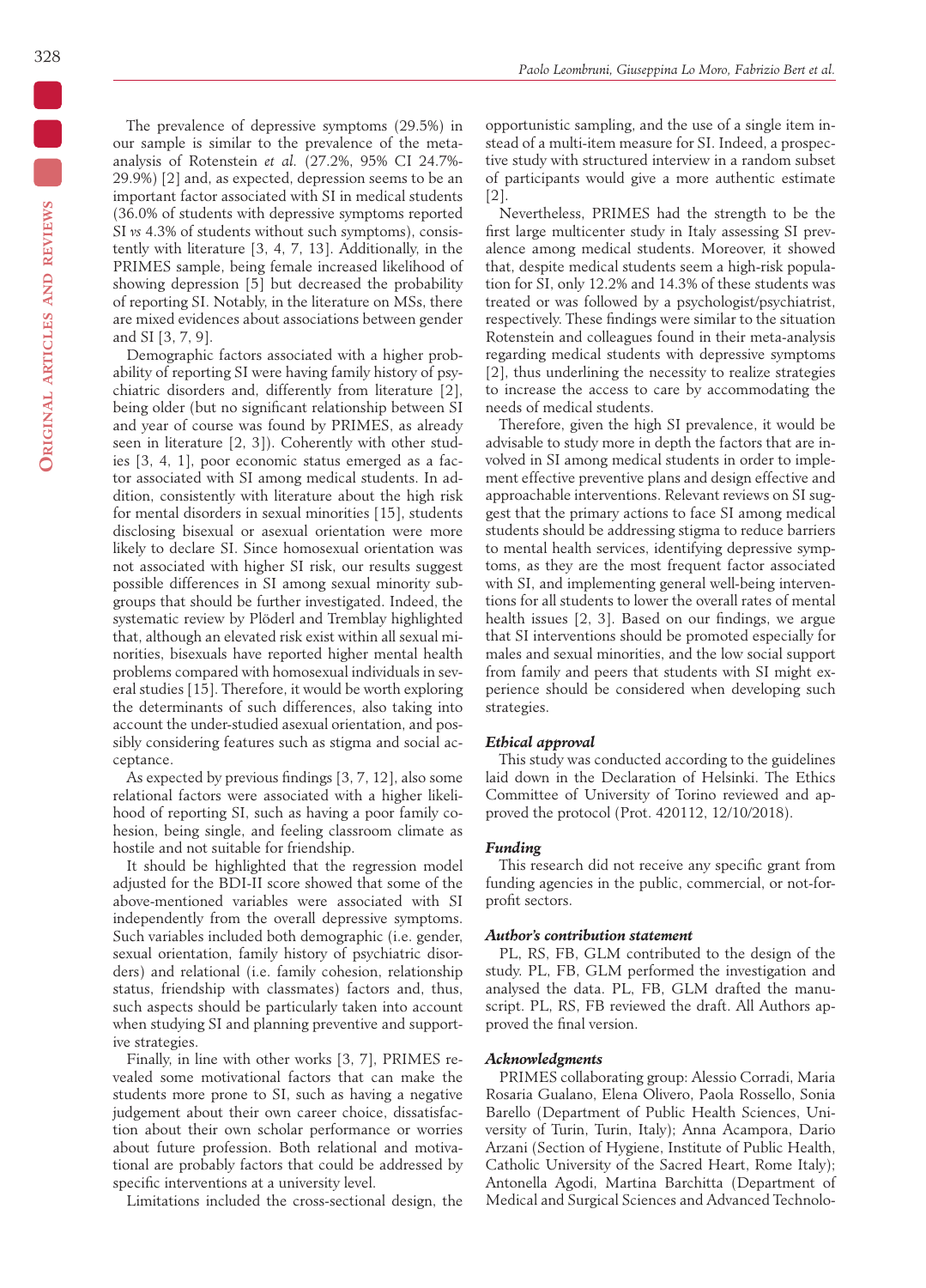The prevalence of depressive symptoms (29.5%) in our sample is similar to the prevalence of the meta-analysis of Rotenstein *et al.* (27.2%, 95% CI 24.7%-29.9%) [2] and, as expected, depression seems to be an important factor associated with SI in medical students (36.0% of students with depressive symptoms reported SI *vs* 4.3% of students without such symptoms), consistently with literature [3, 4, 7, 13]. Additionally, in the PRIMES sample, being female increased likelihood of showing depression [5] but decreased the probability of reporting SI. Notably, in the literature on MSs, there are mixed evidences about associations between gender and SI [3, 7, 9].

Demographic factors associated with a higher probability of reporting SI were having family history of psychiatric disorders and, differently from literature [2], being older (but no significant relationship between SI and year of course was found by PRIMES, as already seen in literature [2, 3]). Coherently with other studies [3, 4, 1], poor economic status emerged as a factor associated with SI among medical students. In addition, consistently with literature about the high risk for mental disorders in sexual minorities [15], students disclosing bisexual or asexual orientation were more likely to declare SI. Since homosexual orientation was not associated with higher SI risk, our results suggest possible differences in SI among sexual minority subgroups that should be further investigated. Indeed, the systematic review by Plöderl and Tremblay highlighted that, although an elevated risk exist within all sexual minorities, bisexuals have reported higher mental health problems compared with homosexual individuals in several studies [15]. Therefore, it would be worth exploring the determinants of such differences, also taking into account the under-studied asexual orientation, and possibly considering features such as stigma and social acceptance.

As expected by previous findings [3, 7, 12], also some relational factors were associated with a higher likelihood of reporting SI, such as having a poor family cohesion, being single, and feeling classroom climate as hostile and not suitable for friendship.

It should be highlighted that the regression model adjusted for the BDI-II score showed that some of the above-mentioned variables were associated with SI independently from the overall depressive symptoms. Such variables included both demographic (i.e. gender, sexual orientation, family history of psychiatric disorders) and relational (i.e. family cohesion, relationship status, friendship with classmates) factors and, thus, such aspects should be particularly taken into account when studying SI and planning preventive and supportive strategies.

Finally, in line with other works [3, 7], PRIMES revealed some motivational factors that can make the students more prone to SI, such as having a negative judgement about their own career choice, dissatisfaction about their own scholar performance or worries about future profession. Both relational and motivational are probably factors that could be addressed by specific interventions at a university level.

Limitations included the cross-sectional design, the opportunistic sampling, and the use of a single item instead of a multi-item measure for SI. Indeed, a prospective study with structured interview in a random subset of participants would give a more authentic estimate [2].

Nevertheless, PRIMES had the strength to be the first large multicenter study in Italy assessing SI prevalence among medical students. Moreover, it showed that, despite medical students seem a high-risk population for SI, only 12.2% and 14.3% of these students was treated or was followed by a psychologist/psychiatrist, respectively. These findings were similar to the situation Rotenstein and colleagues found in their meta-analysis regarding medical students with depressive symptoms [2], thus underlining the necessity to realize strategies to increase the access to care by accommodating the needs of medical students.

Therefore, given the high SI prevalence, it would be advisable to study more in depth the factors that are involved in SI among medical students in order to implement effective preventive plans and design effective and approachable interventions. Relevant reviews on SI suggest that the primary actions to face SI among medical students should be addressing stigma to reduce barriers to mental health services, identifying depressive symptoms, as they are the most frequent factor associated with SI, and implementing general well-being interventions for all students to lower the overall rates of mental health issues [2, 3]. Based on our findings, we argue that SI interventions should be promoted especially for males and sexual minorities, and the low social support from family and peers that students with SI might experience should be considered when developing such strategies.

### *Ethical approval*

This study was conducted according to the guidelines laid down in the Declaration of Helsinki. The Ethics Committee of University of Torino reviewed and approved the protocol (Prot. 420112, 12/10/2018).

### *Funding*

This research did not receive any specific grant from funding agencies in the public, commercial, or not-for-profit sectors.

### *Author's contribution statement*

PL, RS, FB, GLM contributed to the design of the study. PL, FB, GLM performed the investigation and analysed the data. PL, FB, GLM drafted the manuscript. PL, RS, FB reviewed the draft. All Authors approved the final version.

### *Acknowledgments*

PRIMES collaborating group: Alessio Corradi, Maria Rosaria Gualano, Elena Olivero, Paola Rossello, Sonia Barello (Department of Public Health Sciences, University of Turin, Turin, Italy); Anna Acampora, Dario Arzani (Section of Hygiene, Institute of Public Health, Catholic University of the Sacred Heart, Rome Italy); Antonella Agodi, Martina Barchitta (Department of Medical and Surgical Sciences and Advanced Technolo-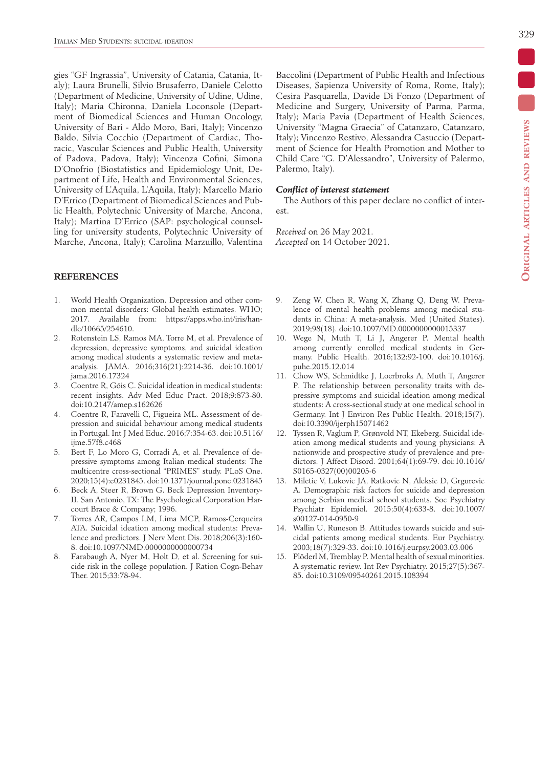gies "GF Ingrassia", University of Catania, Catania, Italy); Laura Brunelli, Silvio Brusaferro, Daniele Celotto (Department of Medicine, University of Udine, Udine, Italy); Maria Chironna, Daniela Loconsole (Department of Biomedical Sciences and Human Oncology, University of Bari - Aldo Moro, Bari, Italy); Vincenzo Baldo, Silvia Cocchio (Department of Cardiac, Thoracic, Vascular Sciences and Public Health, University of Padova, Padova, Italy); Vincenza Cofini, Simona D'Onofrio (Biostatistics and Epidemiology Unit, Department of Life, Health and Environmental Sciences, University of L'Aquila, L'Aquila, Italy); Marcello Mario D'Errico (Department of Biomedical Sciences and Public Health, Polytechnic University of Marche, Ancona, Italy); Martina D'Errico (SAP: psychological counselling for university students, Polytechnic University of Marche, Ancona, Italy); Carolina Marzuillo, Valentina Baccolini (Department of Public Health and Infectious Diseases, Sapienza University of Roma, Rome, Italy); Cesira Pasquarella, Davide Di Fonzo (Department of Medicine and Surgery, University of Parma, Parma, Italy); Maria Pavia (Department of Health Sciences, University "Magna Graecia" of Catanzaro, Catanzaro, Italy); Vincenzo Restivo, Alessandra Casuccio (Department of Science for Health Promotion and Mother to Child Care "G. D'Alessandro", University of Palermo, Palermo, Italy).

***Conflict of interest statement***

The Authors of this paper declare no conflict of interest.

*Received* on 26 May 2021.
*Accepted* on 14 October 2021.

## REFERENCES

1. World Health Organization. Depression and other common mental disorders: Global health estimates. WHO; 2017. Available from: https://apps.who.int/iris/handle/10665/254610.
2. Rotenstein LS, Ramos MA, Torre M, et al. Prevalence of depression, depressive symptoms, and suicidal ideation among medical students a systematic review and meta-analysis. JAMA. 2016;316(21):2214-36. doi:10.1001/jama.2016.17324
3. Coentre R, Góis C. Suicidal ideation in medical students: recent insights. Adv Med Educ Pract. 2018;9:873-80. doi:10.2147/amep.s162626
4. Coentre R, Faravelli C, Figueira ML. Assessment of depression and suicidal behaviour among medical students in Portugal. Int J Med Educ. 2016;7:354-63. doi:10.5116/ijme.57f8.c468
5. Bert F, Lo Moro G, Corradi A, et al. Prevalence of depressive symptoms among Italian medical students: The multicentre cross-sectional "PRIMES" study. PLoS One. 2020;15(4):e0231845. doi:10.1371/journal.pone.0231845
6. Beck A, Steer R, Brown G. Beck Depression Inventory-II. San Antonio, TX: The Psychological Corporation Harcourt Brace & Company; 1996.
7. Torres AR, Campos LM, Lima MCP, Ramos-Cerqueira ATA. Suicidal ideation among medical students: Prevalence and predictors. J Nerv Ment Dis. 2018;206(3):160-8. doi:10.1097/NMD.0000000000000734
8. Farabaugh A, Nyer M, Holt D, et al. Screening for suicide risk in the college population. J Ration Cogn-Behav Ther. 2015;33:78-94.
9. Zeng W, Chen R, Wang X, Zhang Q, Deng W. Prevalence of mental health problems among medical students in China: A meta-analysis. Med (United States). 2019;98(18). doi:10.1097/MD.0000000000015337
10. Wege N, Muth T, Li J, Angerer P. Mental health among currently enrolled medical students in Germany. Public Health. 2016;132:92-100. doi:10.1016/j.puhe.2015.12.014
11. Chow WS, Schmidtke J, Loerbroks A, Muth T, Angerer P. The relationship between personality traits with depressive symptoms and suicidal ideation among medical students: A cross-sectional study at one medical school in Germany. Int J Environ Res Public Health. 2018;15(7). doi:10.3390/ijerph15071462
12. Tyssen R, Vaglum P, Grønvold NT, Ekeberg. Suicidal ideation among medical students and young physicians: A nationwide and prospective study of prevalence and predictors. J Affect Disord. 2001;64(1):69-79. doi:10.1016/S0165-0327(00)00205-6
13. Miletic V, Lukovic JA, Ratkovic N, Aleksic D, Grgurevic A. Demographic risk factors for suicide and depression among Serbian medical school students. Soc Psychiatry Psychiatr Epidemiol. 2015;50(4):633-8. doi:10.1007/s00127-014-0950-9
14. Wallin U, Runeson B. Attitudes towards suicide and suicidal patients among medical students. Eur Psychiatry. 2003;18(7):329-33. doi:10.1016/j.eurpsy.2003.03.006
15. Plöderl M, Tremblay P. Mental health of sexual minorities. A systematic review. Int Rev Psychiatry. 2015;27(5):367-85. doi:10.3109/09540261.2015.108394